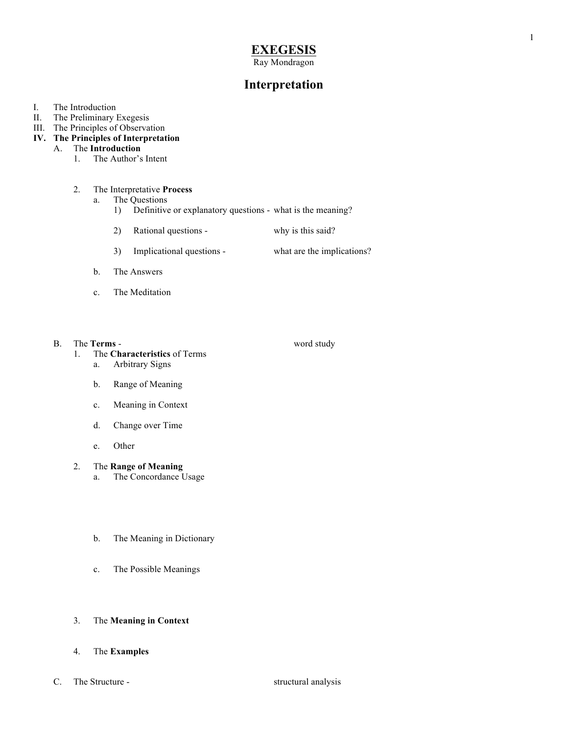# EXEGESIS

Ray Mondragon

## Interpretation

I. The Introduction
II. The Preliminary Exegesis
III. The Principles of Observation
**IV. The Principles of Interpretation**

- A. The **Introduction**
  1. The Author's Intent
  2. The Interpretative **Process**
     - a. The Questions
       1) Definitive or explanatory questions - what is the meaning?
       2) Rational questions - why is this said?
       3) Implicational questions - what are the implications?
     - b. The Answers
     - c. The Meditation
- B. The **Terms** - word study
  1. The **Characteristics** of Terms
     - a. Arbitrary Signs
     - b. Range of Meaning
     - c. Meaning in Context
     - d. Change over Time
     - e. Other
  2. The **Range of Meaning**
     - a. The Concordance Usage
     - b. The Meaning in Dictionary
     - c. The Possible Meanings
  3. The **Meaning in Context**
  4. The **Examples**
- C. The Structure - structural analysis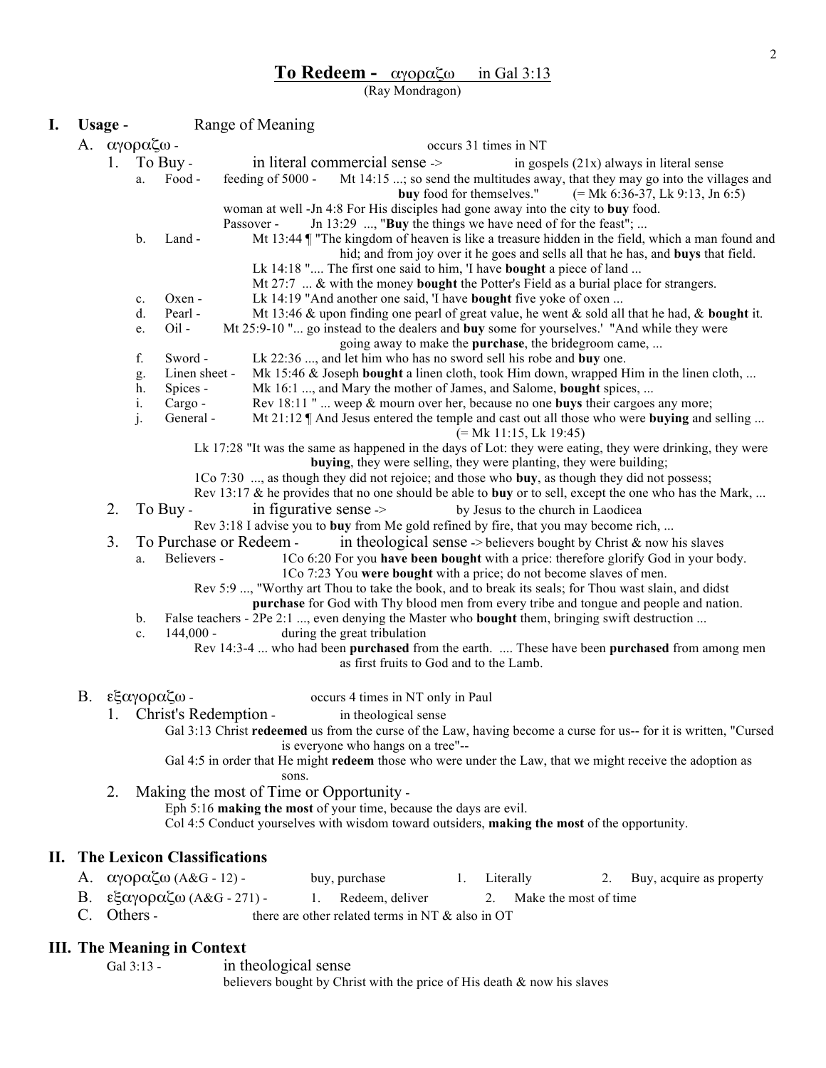# To Redeem - αγοραζω in Gal 3:13

(Ray Mondragon)

## I. Usage - Range of Meaning

A. αγοραζω - occurs 31 times in NT

1. To Buy - in literal commercial sense -> in gospels (21x) always in literal sense
   - a. Food - feeding of 5000 - Mt 14:15 ...; so send the multitudes away, that they may go into the villages and **buy** food for themselves." (= Mk 6:36-37, Lk 9:13, Jn 6:5)
     - woman at well -Jn 4:8 For His disciples had gone away into the city to **buy** food.
     - Passover - Jn 13:29 ..., "**Buy** the things we have need of for the feast"; ...
   - b. Land - Mt 13:44 ¶ "The kingdom of heaven is like a treasure hidden in the field, which a man found and hid; and from joy over it he goes and sells all that he has, and **buys** that field.
     - Lk 14:18 ".... The first one said to him, 'I have **bought** a piece of land ...
     - Mt 27:7 ... & with the money **bought** the Potter's Field as a burial place for strangers.
   - c. Oxen - Lk 14:19 "And another one said, 'I have **bought** five yoke of oxen ...
   - d. Pearl - Mt 13:46 & upon finding one pearl of great value, he went & sold all that he had, & **bought** it.
   - e. Oil - Mt 25:9-10 "... go instead to the dealers and **buy** some for yourselves.' "And while they were going away to make the **purchase**, the bridegroom came, ...
   - f. Sword - Lk 22:36 ..., and let him who has no sword sell his robe and **buy** one.
   - g. Linen sheet - Mk 15:46 & Joseph **bought** a linen cloth, took Him down, wrapped Him in the linen cloth, ...
   - h. Spices - Mk 16:1 ..., and Mary the mother of James, and Salome, **bought** spices, ...
   - i. Cargo - Rev 18:11 " ... weep & mourn over her, because no one **buys** their cargoes any more;
   - j. General - Mt 21:12 ¶ And Jesus entered the temple and cast out all those who were **buying** and selling ... (= Mk 11:15, Lk 19:45)
     - Lk 17:28 "It was the same as happened in the days of Lot: they were eating, they were drinking, they were **buying**, they were selling, they were planting, they were building;
     - 1Co 7:30 ..., as though they did not rejoice; and those who **buy**, as though they did not possess;
     - Rev 13:17 & he provides that no one should be able to **buy** or to sell, except the one who has the Mark, ...
2. To Buy - in figurative sense -> by Jesus to the church in Laodicea
   - Rev 3:18 I advise you to **buy** from Me gold refined by fire, that you may become rich, ...
3. To Purchase or Redeem - in theological sense -> believers bought by Christ & now his slaves
   - a. Believers - 1Co 6:20 For you **have been bought** with a price: therefore glorify God in your body.
     - 1Co 7:23 You **were bought** with a price; do not become slaves of men.
     - Rev 5:9 ..., "Worthy art Thou to take the book, and to break its seals; for Thou wast slain, and didst **purchase** for God with Thy blood men from every tribe and tongue and people and nation.
   - b. False teachers - 2Pe 2:1 ..., even denying the Master who **bought** them, bringing swift destruction ...
   - c. 144,000 - during the great tribulation
     - Rev 14:3-4 ... who had been **purchased** from the earth. .... These have been **purchased** from among men as first fruits to God and to the Lamb.

B. εξαγοραζω - occurs 4 times in NT only in Paul

1. Christ's Redemption - in theological sense
   - Gal 3:13 Christ **redeemed** us from the curse of the Law, having become a curse for us-- for it is written, "Cursed is everyone who hangs on a tree"--
   - Gal 4:5 in order that He might **redeem** those who were under the Law, that we might receive the adoption as sons.
2. Making the most of Time or Opportunity -
   - Eph 5:16 **making the most** of your time, because the days are evil.
   - Col 4:5 Conduct yourselves with wisdom toward outsiders, **making the most** of the opportunity.

## II. The Lexicon Classifications

A. αγοραζω (A&G - 12) - buy, purchase 1. Literally 2. Buy, acquire as property

B. εξαγοραζω (A&G - 271) - 1. Redeem, deliver 2. Make the most of time

C. Others - there are other related terms in NT & also in OT

## III. The Meaning in Context

Gal 3:13 - in theological sense

believers bought by Christ with the price of His death & now his slaves